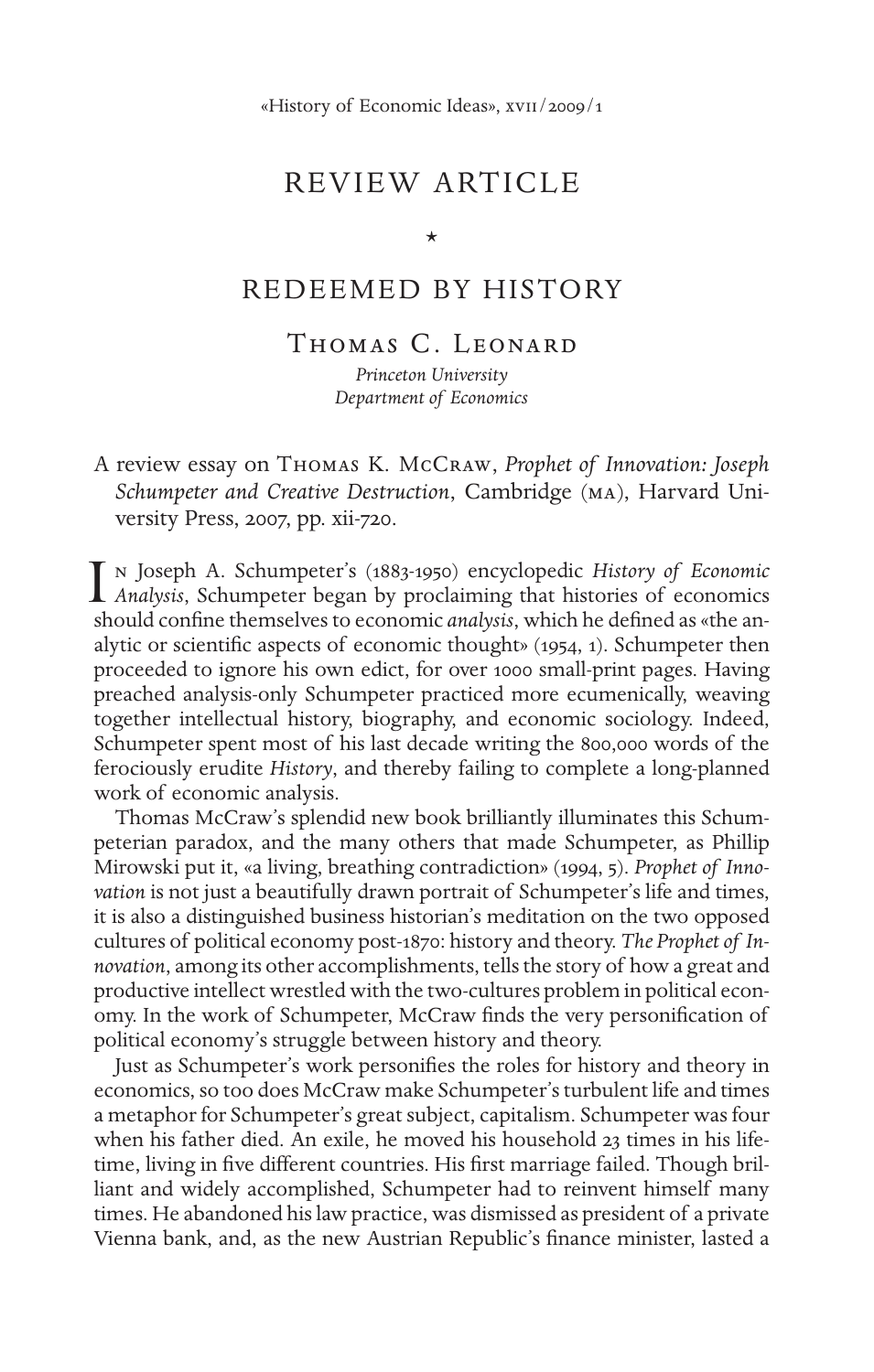# REVIEW ARTICLE

⋆

# REDEEMED BY HISTORY

## Thomas C. Leonard

*Princeton University*
*Department of Economics*

A review essay on Thomas K. McCraw, *Prophet of Innovation: Joseph Schumpeter and Creative Destruction*, Cambridge (ma), Harvard University Press, 2007, pp. xii-720.

In Joseph A. Schumpeter's (1883-1950) encyclopedic *History of Economic Analysis*, Schumpeter began by proclaiming that histories of economics should confine themselves to economic *analysis*, which he defined as «the analytic or scientific aspects of economic thought» (1954, 1). Schumpeter then proceeded to ignore his own edict, for over 1000 small-print pages. Having preached analysis-only Schumpeter practiced more ecumenically, weaving together intellectual history, biography, and economic sociology. Indeed, Schumpeter spent most of his last decade writing the 800,000 words of the ferociously erudite *History*, and thereby failing to complete a long-planned work of economic analysis.

Thomas McCraw's splendid new book brilliantly illuminates this Schumpeterian paradox, and the many others that made Schumpeter, as Phillip Mirowski put it, «a living, breathing contradiction» (1994, 5). *Prophet of Innovation* is not just a beautifully drawn portrait of Schumpeter's life and times, it is also a distinguished business historian's meditation on the two opposed cultures of political economy post-1870: history and theory. *The Prophet of Innovation*, among its other accomplishments, tells the story of how a great and productive intellect wrestled with the two-cultures problem in political economy. In the work of Schumpeter, McCraw finds the very personification of political economy's struggle between history and theory.

Just as Schumpeter's work personifies the roles for history and theory in economics, so too does McCraw make Schumpeter's turbulent life and times a metaphor for Schumpeter's great subject, capitalism. Schumpeter was four when his father died. An exile, he moved his household 23 times in his lifetime, living in five different countries. His first marriage failed. Though brilliant and widely accomplished, Schumpeter had to reinvent himself many times. He abandoned his law practice, was dismissed as president of a private Vienna bank, and, as the new Austrian Republic's finance minister, lasted a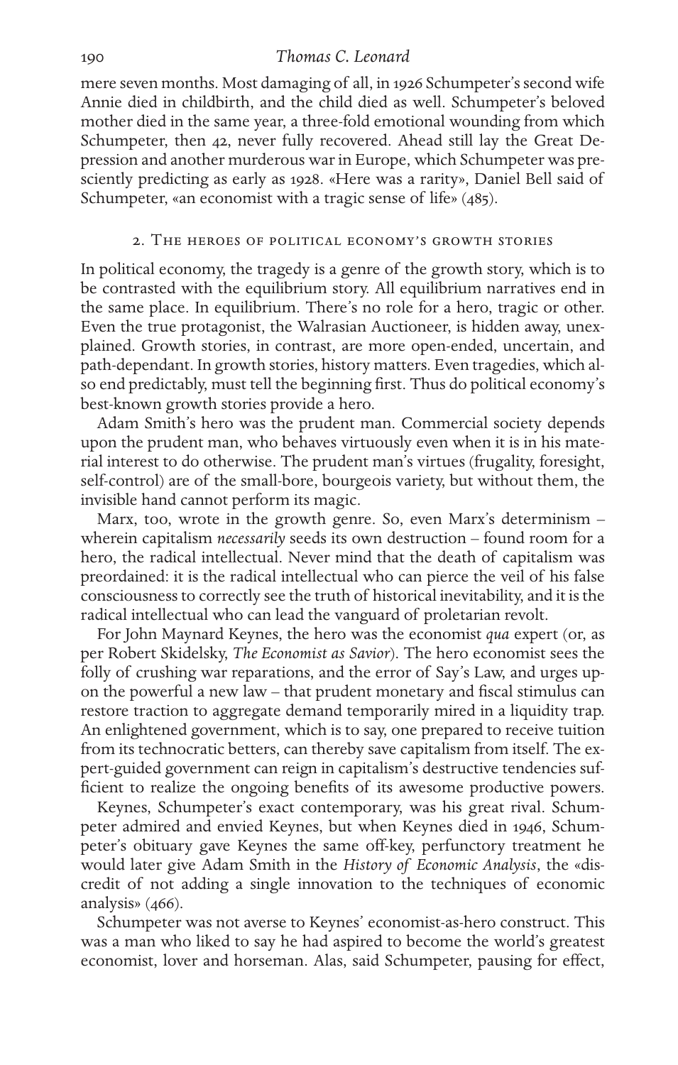mere seven months. Most damaging of all, in 1926 Schumpeter's second wife Annie died in childbirth, and the child died as well. Schumpeter's beloved mother died in the same year, a three-fold emotional wounding from which Schumpeter, then 42, never fully recovered. Ahead still lay the Great Depression and another murderous war in Europe, which Schumpeter was presciently predicting as early as 1928. «Here was a rarity», Daniel Bell said of Schumpeter, «an economist with a tragic sense of life» (485).

## 2. The heroes of political economy's growth stories

In political economy, the tragedy is a genre of the growth story, which is to be contrasted with the equilibrium story. All equilibrium narratives end in the same place. In equilibrium. There's no role for a hero, tragic or other. Even the true protagonist, the Walrasian Auctioneer, is hidden away, unexplained. Growth stories, in contrast, are more open-ended, uncertain, and path-dependant. In growth stories, history matters. Even tragedies, which also end predictably, must tell the beginning first. Thus do political economy's best-known growth stories provide a hero.

Adam Smith's hero was the prudent man. Commercial society depends upon the prudent man, who behaves virtuously even when it is in his material interest to do otherwise. The prudent man's virtues (frugality, foresight, self-control) are of the small-bore, bourgeois variety, but without them, the invisible hand cannot perform its magic.

Marx, too, wrote in the growth genre. So, even Marx's determinism – wherein capitalism *necessarily* seeds its own destruction – found room for a hero, the radical intellectual. Never mind that the death of capitalism was preordained: it is the radical intellectual who can pierce the veil of his false consciousness to correctly see the truth of historical inevitability, and it is the radical intellectual who can lead the vanguard of proletarian revolt.

For John Maynard Keynes, the hero was the economist *qua* expert (or, as per Robert Skidelsky, *The Economist as Savior*). The hero economist sees the folly of crushing war reparations, and the error of Say's Law, and urges upon the powerful a new law – that prudent monetary and fiscal stimulus can restore traction to aggregate demand temporarily mired in a liquidity trap. An enlightened government, which is to say, one prepared to receive tuition from its technocratic betters, can thereby save capitalism from itself. The expert-guided government can reign in capitalism's destructive tendencies sufficient to realize the ongoing benefits of its awesome productive powers.

Keynes, Schumpeter's exact contemporary, was his great rival. Schumpeter admired and envied Keynes, but when Keynes died in 1946, Schumpeter's obituary gave Keynes the same off-key, perfunctory treatment he would later give Adam Smith in the *History of Economic Analysis*, the «discredit of not adding a single innovation to the techniques of economic analysis» (466).

Schumpeter was not averse to Keynes' economist-as-hero construct. This was a man who liked to say he had aspired to become the world's greatest economist, lover and horseman. Alas, said Schumpeter, pausing for effect,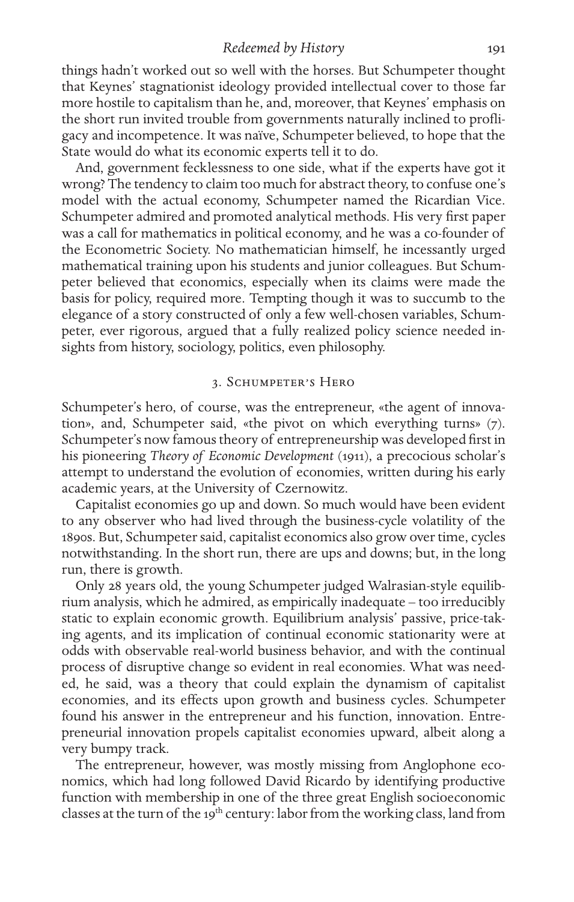things hadn't worked out so well with the horses. But Schumpeter thought that Keynes' stagnationist ideology provided intellectual cover to those far more hostile to capitalism than he, and, moreover, that Keynes' emphasis on the short run invited trouble from governments naturally inclined to profligacy and incompetence. It was naïve, Schumpeter believed, to hope that the State would do what its economic experts tell it to do.

And, government fecklessness to one side, what if the experts have got it wrong? The tendency to claim too much for abstract theory, to confuse one's model with the actual economy, Schumpeter named the Ricardian Vice. Schumpeter admired and promoted analytical methods. His very first paper was a call for mathematics in political economy, and he was a co-founder of the Econometric Society. No mathematician himself, he incessantly urged mathematical training upon his students and junior colleagues. But Schumpeter believed that economics, especially when its claims were made the basis for policy, required more. Tempting though it was to succumb to the elegance of a story constructed of only a few well-chosen variables, Schumpeter, ever rigorous, argued that a fully realized policy science needed insights from history, sociology, politics, even philosophy.

## 3. Schumpeter's Hero

Schumpeter's hero, of course, was the entrepreneur, «the agent of innovation», and, Schumpeter said, «the pivot on which everything turns» (7). Schumpeter's now famous theory of entrepreneurship was developed first in his pioneering *Theory of Economic Development* (1911), a precocious scholar's attempt to understand the evolution of economies, written during his early academic years, at the University of Czernowitz.

Capitalist economies go up and down. So much would have been evident to any observer who had lived through the business-cycle volatility of the 1890s. But, Schumpeter said, capitalist economics also grow over time, cycles notwithstanding. In the short run, there are ups and downs; but, in the long run, there is growth.

Only 28 years old, the young Schumpeter judged Walrasian-style equilibrium analysis, which he admired, as empirically inadequate – too irreducibly static to explain economic growth. Equilibrium analysis' passive, price-taking agents, and its implication of continual economic stationarity were at odds with observable real-world business behavior, and with the continual process of disruptive change so evident in real economies. What was needed, he said, was a theory that could explain the dynamism of capitalist economies, and its effects upon growth and business cycles. Schumpeter found his answer in the entrepreneur and his function, innovation. Entrepreneurial innovation propels capitalist economies upward, albeit along a very bumpy track.

The entrepreneur, however, was mostly missing from Anglophone economics, which had long followed David Ricardo by identifying productive function with membership in one of the three great English socioeconomic classes at the turn of the 19th century: labor from the working class, land from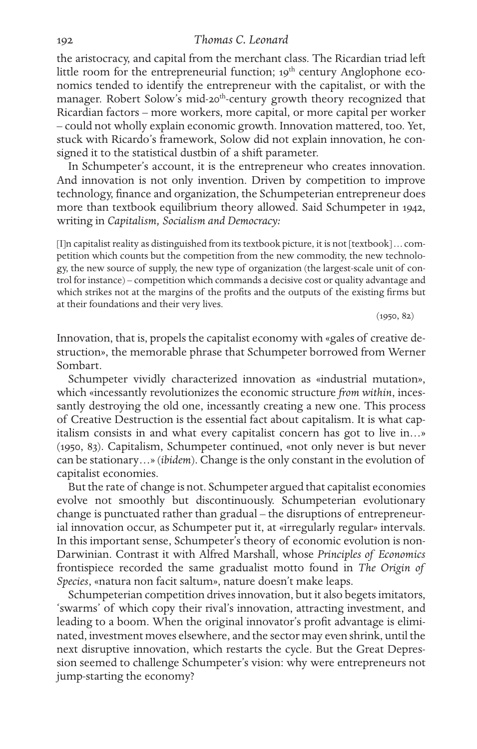the aristocracy, and capital from the merchant class. The Ricardian triad left little room for the entrepreneurial function; 19th century Anglophone economics tended to identify the entrepreneur with the capitalist, or with the manager. Robert Solow's mid-20th-century growth theory recognized that Ricardian factors – more workers, more capital, or more capital per worker – could not wholly explain economic growth. Innovation mattered, too. Yet, stuck with Ricardo's framework, Solow did not explain innovation, he consigned it to the statistical dustbin of a shift parameter.

In Schumpeter's account, it is the entrepreneur who creates innovation. And innovation is not only invention. Driven by competition to improve technology, finance and organization, the Schumpeterian entrepreneur does more than textbook equilibrium theory allowed. Said Schumpeter in 1942, writing in *Capitalism, Socialism and Democracy:*

> [I]n capitalist reality as distinguished from its textbook picture, it is not [textbook]… competition which counts but the competition from the new commodity, the new technology, the new source of supply, the new type of organization (the largest-scale unit of control for instance) – competition which commands a decisive cost or quality advantage and which strikes not at the margins of the profits and the outputs of the existing firms but at their foundations and their very lives.
>
> (1950, 82)

Innovation, that is, propels the capitalist economy with «gales of creative destruction», the memorable phrase that Schumpeter borrowed from Werner Sombart.

Schumpeter vividly characterized innovation as «industrial mutation», which «incessantly revolutionizes the economic structure *from within*, incessantly destroying the old one, incessantly creating a new one. This process of Creative Destruction is the essential fact about capitalism. It is what capitalism consists in and what every capitalist concern has got to live in…» (1950, 83). Capitalism, Schumpeter continued, «not only never is but never can be stationary…» (*ibidem*). Change is the only constant in the evolution of capitalist economies.

But the rate of change is not. Schumpeter argued that capitalist economies evolve not smoothly but discontinuously. Schumpeterian evolutionary change is punctuated rather than gradual – the disruptions of entrepreneurial innovation occur, as Schumpeter put it, at «irregularly regular» intervals. In this important sense, Schumpeter's theory of economic evolution is non-Darwinian. Contrast it with Alfred Marshall, whose *Principles of Economics* frontispiece recorded the same gradualist motto found in *The Origin of Species*, «natura non facit saltum», nature doesn't make leaps.

Schumpeterian competition drives innovation, but it also begets imitators, 'swarms' of which copy their rival's innovation, attracting investment, and leading to a boom. When the original innovator's profit advantage is eliminated, investment moves elsewhere, and the sector may even shrink, until the next disruptive innovation, which restarts the cycle. But the Great Depression seemed to challenge Schumpeter's vision: why were entrepreneurs not jump-starting the economy?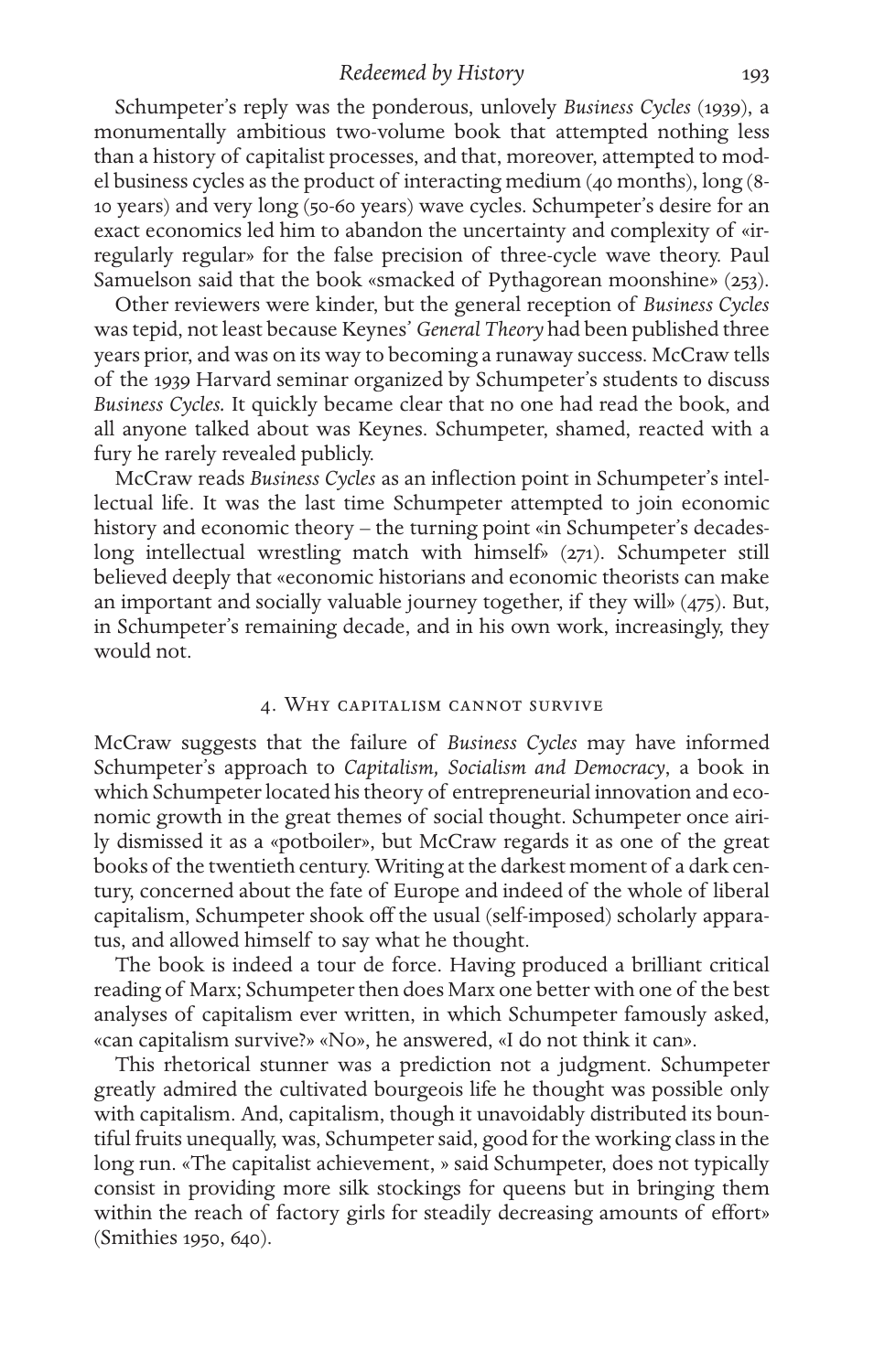Schumpeter's reply was the ponderous, unlovely *Business Cycles* (1939), a monumentally ambitious two-volume book that attempted nothing less than a history of capitalist processes, and that, moreover, attempted to model business cycles as the product of interacting medium (40 months), long (8-10 years) and very long (50-60 years) wave cycles. Schumpeter's desire for an exact economics led him to abandon the uncertainty and complexity of «irregularly regular» for the false precision of three-cycle wave theory. Paul Samuelson said that the book «smacked of Pythagorean moonshine» (253).

Other reviewers were kinder, but the general reception of *Business Cycles* was tepid, not least because Keynes' *General Theory* had been published three years prior, and was on its way to becoming a runaway success. McCraw tells of the 1939 Harvard seminar organized by Schumpeter's students to discuss *Business Cycles*. It quickly became clear that no one had read the book, and all anyone talked about was Keynes. Schumpeter, shamed, reacted with a fury he rarely revealed publicly.

McCraw reads *Business Cycles* as an inflection point in Schumpeter's intellectual life. It was the last time Schumpeter attempted to join economic history and economic theory – the turning point «in Schumpeter's decades-long intellectual wrestling match with himself» (271). Schumpeter still believed deeply that «economic historians and economic theorists can make an important and socially valuable journey together, if they will» (475). But, in Schumpeter's remaining decade, and in his own work, increasingly, they would not.

## 4. Why capitalism cannot survive

McCraw suggests that the failure of *Business Cycles* may have informed Schumpeter's approach to *Capitalism, Socialism and Democracy*, a book in which Schumpeter located his theory of entrepreneurial innovation and economic growth in the great themes of social thought. Schumpeter once airily dismissed it as a «potboiler», but McCraw regards it as one of the great books of the twentieth century. Writing at the darkest moment of a dark century, concerned about the fate of Europe and indeed of the whole of liberal capitalism, Schumpeter shook off the usual (self-imposed) scholarly apparatus, and allowed himself to say what he thought.

The book is indeed a tour de force. Having produced a brilliant critical reading of Marx; Schumpeter then does Marx one better with one of the best analyses of capitalism ever written, in which Schumpeter famously asked, «can capitalism survive?» «No», he answered, «I do not think it can».

This rhetorical stunner was a prediction not a judgment. Schumpeter greatly admired the cultivated bourgeois life he thought was possible only with capitalism. And, capitalism, though it unavoidably distributed its bountiful fruits unequally, was, Schumpeter said, good for the working class in the long run. «The capitalist achievement, » said Schumpeter, does not typically consist in providing more silk stockings for queens but in bringing them within the reach of factory girls for steadily decreasing amounts of effort» (Smithies 1950, 640).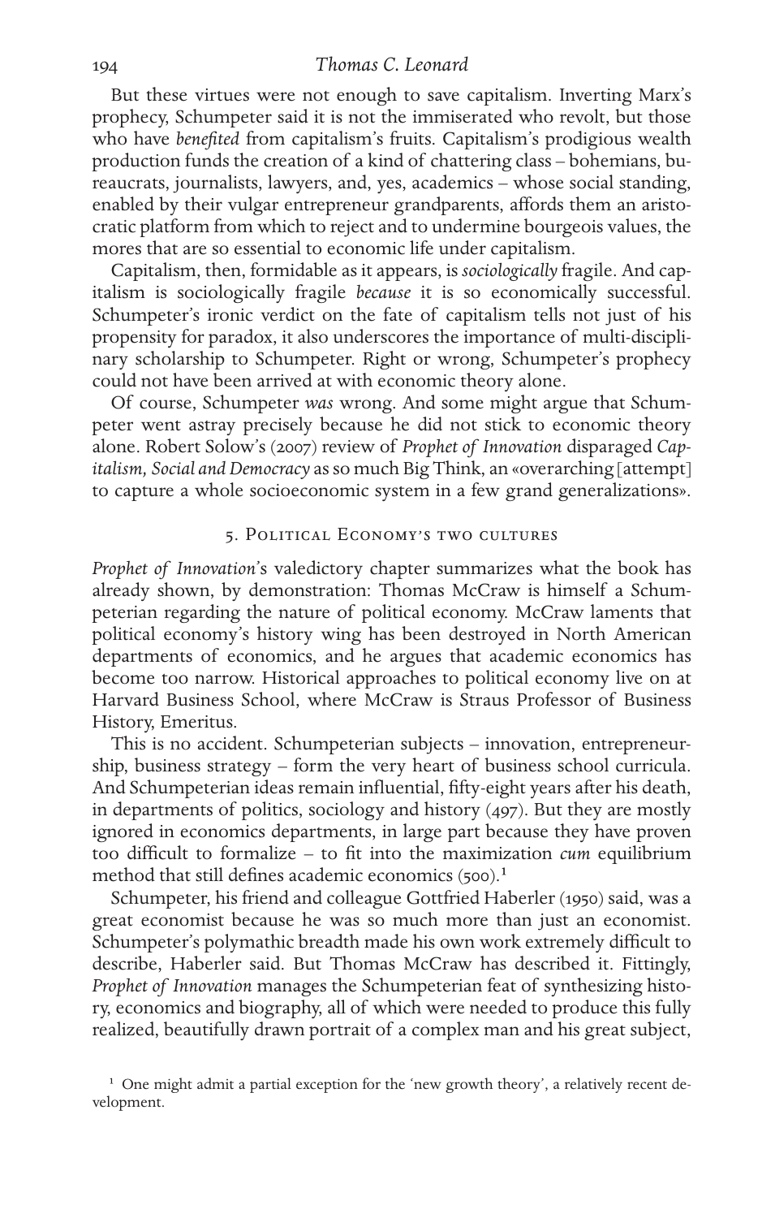But these virtues were not enough to save capitalism. Inverting Marx's prophecy, Schumpeter said it is not the immiserated who revolt, but those who have *benefited* from capitalism's fruits. Capitalism's prodigious wealth production funds the creation of a kind of chattering class – bohemians, bureaucrats, journalists, lawyers, and, yes, academics – whose social standing, enabled by their vulgar entrepreneur grandparents, affords them an aristocratic platform from which to reject and to undermine bourgeois values, the mores that are so essential to economic life under capitalism.

Capitalism, then, formidable as it appears, is *sociologically* fragile. And capitalism is sociologically fragile *because* it is so economically successful. Schumpeter's ironic verdict on the fate of capitalism tells not just of his propensity for paradox, it also underscores the importance of multi-disciplinary scholarship to Schumpeter. Right or wrong, Schumpeter's prophecy could not have been arrived at with economic theory alone.

Of course, Schumpeter *was* wrong. And some might argue that Schumpeter went astray precisely because he did not stick to economic theory alone. Robert Solow's (2007) review of *Prophet of Innovation* disparaged *Capitalism, Social and Democracy* as so much Big Think, an «overarching [attempt] to capture a whole socioeconomic system in a few grand generalizations».

## 5. Political Economy's two cultures

*Prophet of Innovation*'s valedictory chapter summarizes what the book has already shown, by demonstration: Thomas McCraw is himself a Schumpeterian regarding the nature of political economy. McCraw laments that political economy's history wing has been destroyed in North American departments of economics, and he argues that academic economics has become too narrow. Historical approaches to political economy live on at Harvard Business School, where McCraw is Straus Professor of Business History, Emeritus.

This is no accident. Schumpeterian subjects – innovation, entrepreneurship, business strategy – form the very heart of business school curricula. And Schumpeterian ideas remain influential, fifty-eight years after his death, in departments of politics, sociology and history (497). But they are mostly ignored in economics departments, in large part because they have proven too difficult to formalize – to fit into the maximization *cum* equilibrium method that still defines academic economics (500).[1]

Schumpeter, his friend and colleague Gottfried Haberler (1950) said, was a great economist because he was so much more than just an economist. Schumpeter's polymathic breadth made his own work extremely difficult to describe, Haberler said. But Thomas McCraw has described it. Fittingly, *Prophet of Innovation* manages the Schumpeterian feat of synthesizing history, economics and biography, all of which were needed to produce this fully realized, beautifully drawn portrait of a complex man and his great subject,

[1] One might admit a partial exception for the 'new growth theory', a relatively recent development.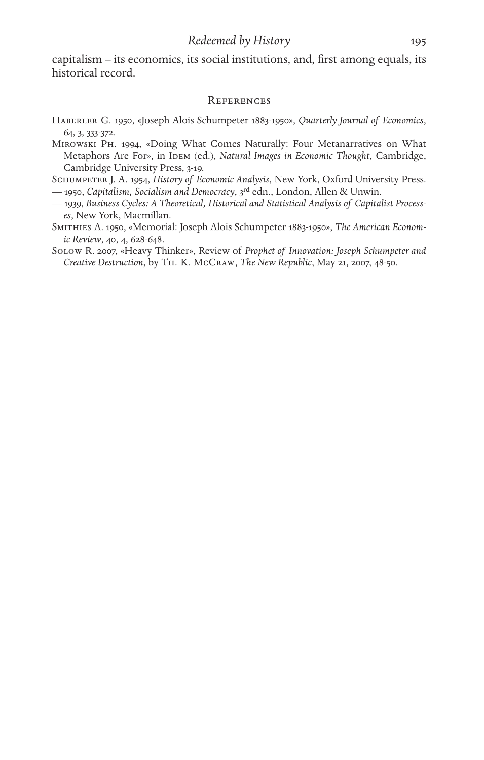capitalism – its economics, its social institutions, and, first among equals, its historical record.

## References

Haberler G. 1950, «Joseph Alois Schumpeter 1883-1950», *Quarterly Journal of Economics*, 64, 3, 333-372.

Mirowski Ph. 1994, «Doing What Comes Naturally: Four Metanarratives on What Metaphors Are For», in Idem (ed.), *Natural Images in Economic Thought*, Cambridge, Cambridge University Press, 3-19.

Schumpeter J. A. 1954, *History of Economic Analysis*, New York, Oxford University Press.

— 1950, *Capitalism, Socialism and Democracy*, 3rd edn., London, Allen & Unwin.

— 1939, *Business Cycles: A Theoretical, Historical and Statistical Analysis of Capitalist Processes*, New York, Macmillan.

Smithies A. 1950, «Memorial: Joseph Alois Schumpeter 1883-1950», *The American Economic Review*, 40, 4, 628-648.

Solow R. 2007, «Heavy Thinker», Review of *Prophet of Innovation: Joseph Schumpeter and Creative Destruction,* by Th. K. McCraw, *The New Republic*, May 21, 2007, 48-50.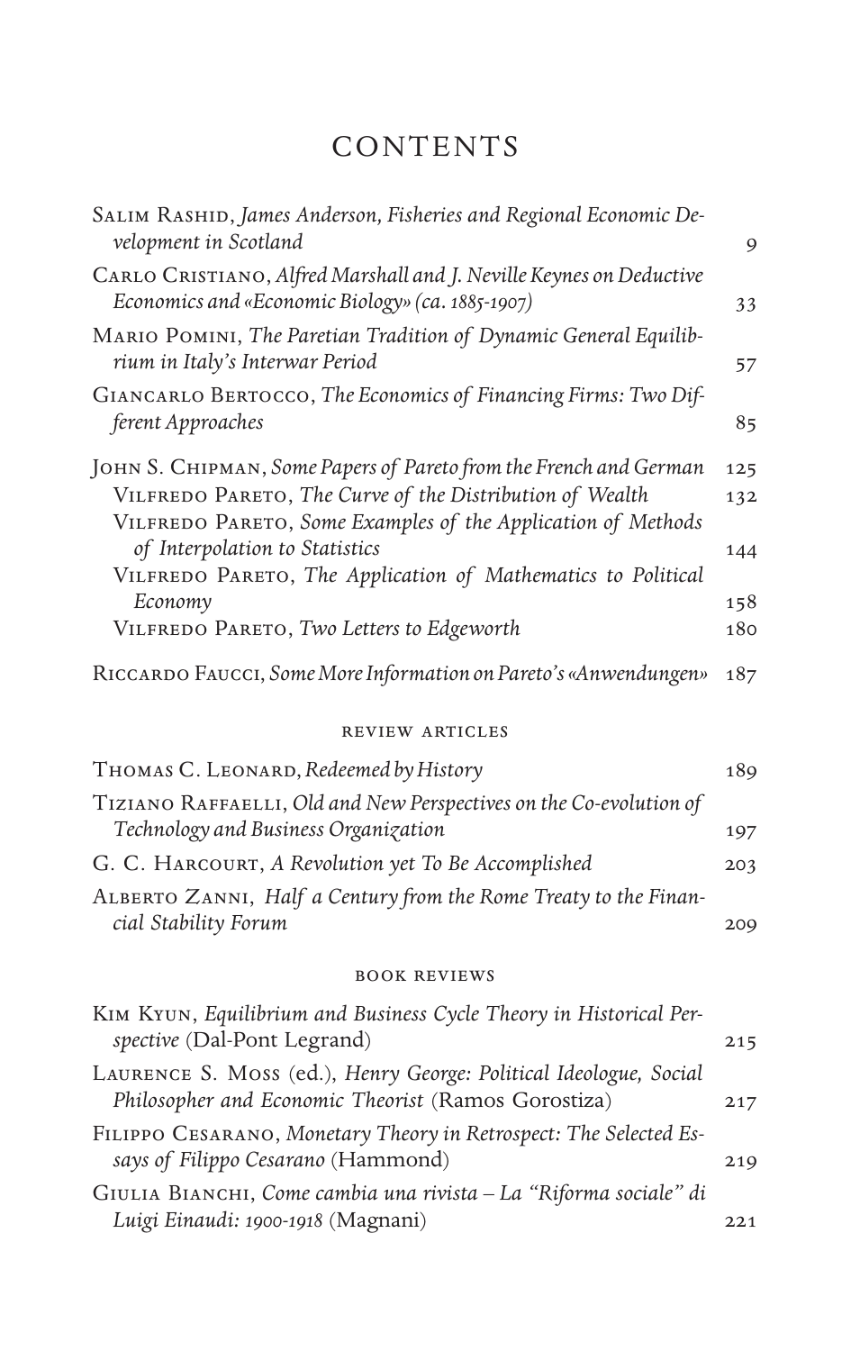# CONTENTS

Salim Rashid, *James Anderson, Fisheries and Regional Economic Development in Scotland* 9

Carlo Cristiano, *Alfred Marshall and J. Neville Keynes on Deductive Economics and «Economic Biology» (ca. 1885-1907)* 33

Mario Pomini, *The Paretian Tradition of Dynamic General Equilibrium in Italy's Interwar Period* 57

Giancarlo Bertocco, *The Economics of Financing Firms: Two Different Approaches* 85

John S. Chipman, *Some Papers of Pareto from the French and German* 125

- Vilfredo Pareto, *The Curve of the Distribution of Wealth* 132
- Vilfredo Pareto, *Some Examples of the Application of Methods of Interpolation to Statistics* 144
- Vilfredo Pareto, *The Application of Mathematics to Political Economy* 158
- Vilfredo Pareto, *Two Letters to Edgeworth* 180

Riccardo Faucci, *Some More Information on Pareto's «Anwendungen»* 187

## REVIEW ARTICLES

Thomas C. Leonard, *Redeemed by History* 189

Tiziano Raffaelli, *Old and New Perspectives on the Co-evolution of Technology and Business Organization* 197

G. C. Harcourt, *A Revolution yet To Be Accomplished* 203

Alberto Zanni, *Half a Century from the Rome Treaty to the Financial Stability Forum* 209

## BOOK REVIEWS

Kim Kyun, *Equilibrium and Business Cycle Theory in Historical Perspective* (Dal-Pont Legrand) 215

Laurence S. Moss (ed.), *Henry George: Political Ideologue, Social Philosopher and Economic Theorist* (Ramos Gorostiza) 217

Filippo Cesarano, *Monetary Theory in Retrospect: The Selected Essays of Filippo Cesarano* (Hammond) 219

Giulia Bianchi, *Come cambia una rivista – La "Riforma sociale" di Luigi Einaudi: 1900-1918* (Magnani) 221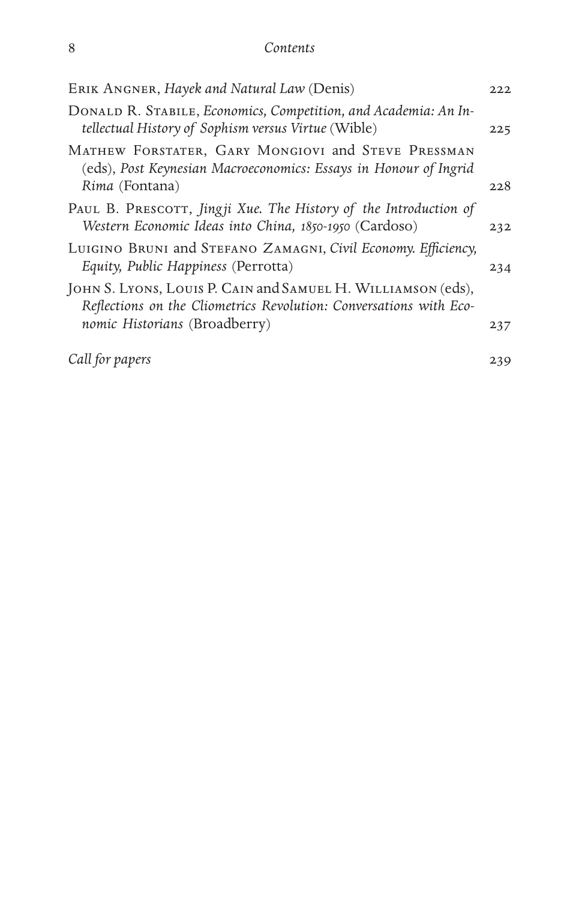Erik Angner, *Hayek and Natural Law* (Denis) 222

Donald R. Stabile, *Economics, Competition, and Academia: An Intellectual History of Sophism versus Virtue* (Wible) 225

Mathew Forstater, Gary Mongiovi and Steve Pressman (eds), *Post Keynesian Macroeconomics: Essays in Honour of Ingrid Rima* (Fontana) 228

Paul B. Prescott, *Jingji Xue. The History of the Introduction of Western Economic Ideas into China, 1850-1950* (Cardoso) 232

Luigino Bruni and Stefano Zamagni, *Civil Economy. Efficiency, Equity, Public Happiness* (Perrotta) 234

John S. Lyons, Louis P. Cain and Samuel H. Williamson (eds), *Reflections on the Cliometrics Revolution: Conversations with Economic Historians* (Broadberry) 237

*Call for papers* 239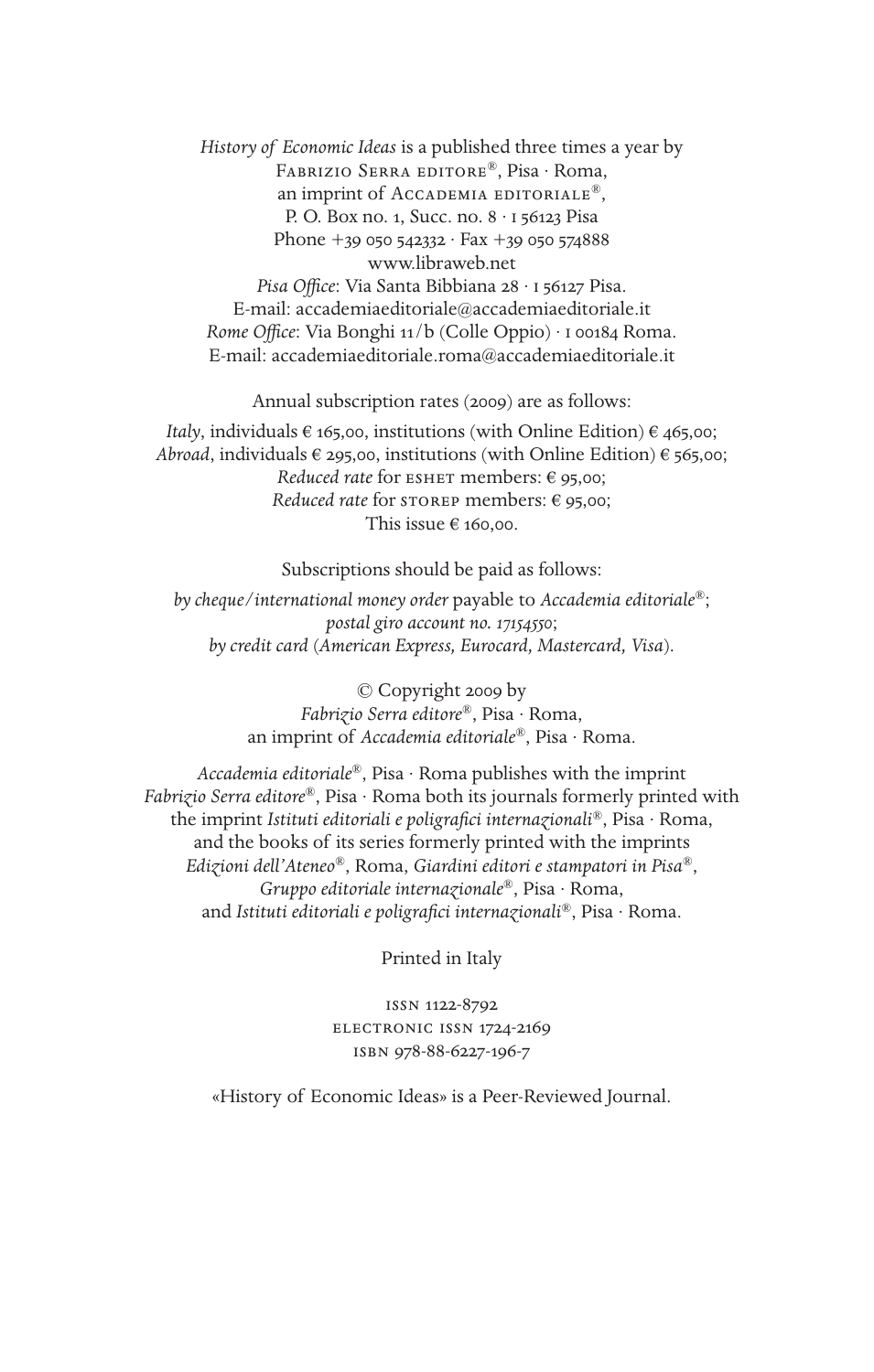*History of Economic Ideas* is a published three times a year by
Fabrizio Serra editore®, Pisa · Roma,
an imprint of Accademia editoriale®,
P. O. Box no. 1, Succ. no. 8 · I 56123 Pisa
Phone +39 050 542332 · Fax +39 050 574888
www.libraweb.net
*Pisa Office*: Via Santa Bibbiana 28 · I 56127 Pisa.
E-mail: accademiaeditoriale@accademiaeditoriale.it
*Rome Office*: Via Bonghi 11/b (Colle Oppio) · I 00184 Roma.
E-mail: accademiaeditoriale.roma@accademiaeditoriale.it

Annual subscription rates (2009) are as follows:

*Italy*, individuals € 165,00, institutions (with Online Edition) € 465,00;
*Abroad*, individuals € 295,00, institutions (with Online Edition) € 565,00;
*Reduced rate* for ESHET members: € 95,00;
*Reduced rate* for STOREP members: € 95,00;
This issue € 160,00.

Subscriptions should be paid as follows:

*by cheque/international money order* payable to *Accademia editoriale®*;
*postal giro account no. 17154550*;
*by credit card (American Express, Eurocard, Mastercard, Visa).*

© Copyright 2009 by
*Fabrizio Serra editore®*, Pisa · Roma,
an imprint of *Accademia editoriale®*, Pisa · Roma.

*Accademia editoriale®*, Pisa · Roma publishes with the imprint
*Fabrizio Serra editore®*, Pisa · Roma both its journals formerly printed with
the imprint *Istituti editoriali e poligrafici internazionali®*, Pisa · Roma,
and the books of its series formerly printed with the imprints
*Edizioni dell'Ateneo®*, Roma, *Giardini editori e stampatori in Pisa®*,
*Gruppo editoriale internazionale®*, Pisa · Roma,
and *Istituti editoriali e poligrafici internazionali®*, Pisa · Roma.

Printed in Italy

ISSN 1122-8792
ELECTRONIC ISSN 1724-2169
ISBN 978-88-6227-196-7

«History of Economic Ideas» is a Peer-Reviewed Journal.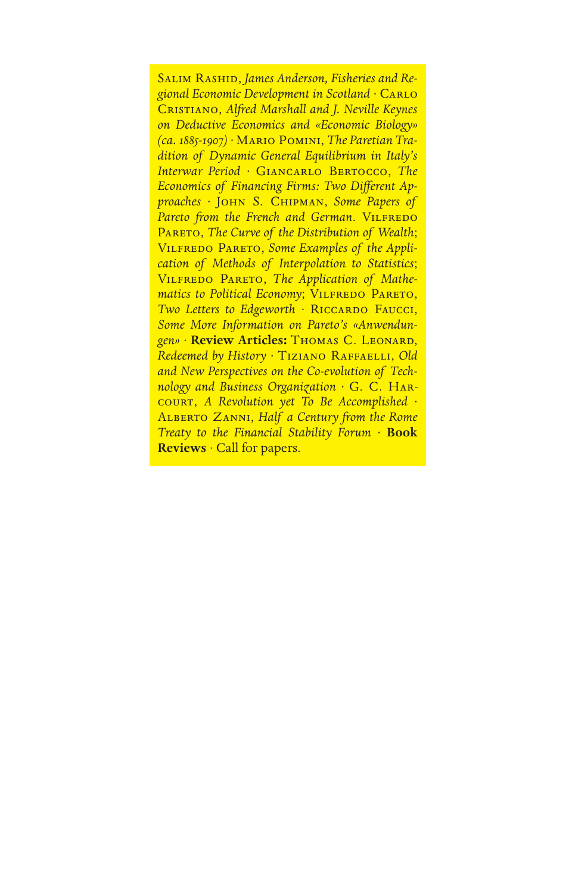Salim Rashid, *James Anderson, Fisheries and Regional Economic Development in Scotland* · Carlo Cristiano, *Alfred Marshall and J. Neville Keynes on Deductive Economics and «Economic Biology» (ca. 1885-1907)* · Mario Pomini, *The Paretian Tradition of Dynamic General Equilibrium in Italy's Interwar Period* · Giancarlo Bertocco, *The Economics of Financing Firms: Two Different Approaches* · John S. Chipman, *Some Papers of Pareto from the French and German.* Vilfredo Pareto, *The Curve of the Distribution of Wealth*; Vilfredo Pareto, *Some Examples of the Application of Methods of Interpolation to Statistics*; Vilfredo Pareto, *The Application of Mathematics to Political Economy*; Vilfredo Pareto, *Two Letters to Edgeworth* · Riccardo Faucci, *Some More Information on Pareto's «Anwendungen»* · **Review Articles:** Thomas C. Leonard, *Redeemed by History* · Tiziano Raffaelli, *Old and New Perspectives on the Co-evolution of Technology and Business Organization* · G. C. Harcourt, *A Revolution yet To Be Accomplished* · Alberto Zanni, *Half a Century from the Rome Treaty to the Financial Stability Forum* · **Book Reviews** · Call for papers.